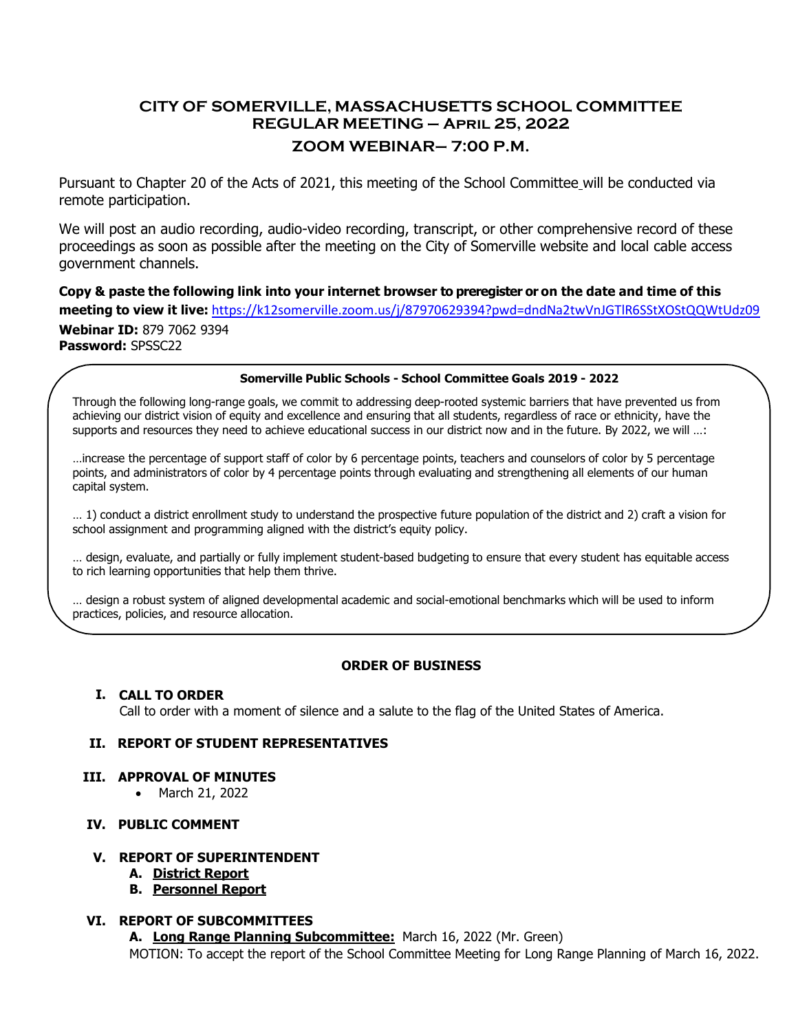# CITY OF SOMERVILLE, MASSACHUSETTS SCHOOL COMMITTEE
## REGULAR MEETING – April 25, 2022
## ZOOM WEBINAR– 7:00 P.M.

Pursuant to Chapter 20 of the Acts of 2021, this meeting of the School Committee will be conducted via remote participation.

We will post an audio recording, audio-video recording, transcript, or other comprehensive record of these proceedings as soon as possible after the meeting on the City of Somerville website and local cable access government channels.

**Copy & paste the following link into your internet browser to preregister or on the date and time of this meeting to view it live:** https://k12somerville.zoom.us/j/87970629394?pwd=dndNa2twVnJGTlR6SStXOStQQWtUdz09

**Webinar ID:** 879 7062 9394
**Password:** SPSSC22

**Somerville Public Schools - School Committee Goals 2019 - 2022**

Through the following long-range goals, we commit to addressing deep-rooted systemic barriers that have prevented us from achieving our district vision of equity and excellence and ensuring that all students, regardless of race or ethnicity, have the supports and resources they need to achieve educational success in our district now and in the future. By 2022, we will …:

…increase the percentage of support staff of color by 6 percentage points, teachers and counselors of color by 5 percentage points, and administrators of color by 4 percentage points through evaluating and strengthening all elements of our human capital system.

… 1) conduct a district enrollment study to understand the prospective future population of the district and 2) craft a vision for school assignment and programming aligned with the district's equity policy.

… design, evaluate, and partially or fully implement student-based budgeting to ensure that every student has equitable access to rich learning opportunities that help them thrive.

… design a robust system of aligned developmental academic and social-emotional benchmarks which will be used to inform practices, policies, and resource allocation.

**ORDER OF BUSINESS**

**I. CALL TO ORDER**
Call to order with a moment of silence and a salute to the flag of the United States of America.

**II. REPORT OF STUDENT REPRESENTATIVES**

**III. APPROVAL OF MINUTES**
- March 21, 2022

**IV. PUBLIC COMMENT**

**V. REPORT OF SUPERINTENDENT**
- **A. District Report**
- **B. Personnel Report**

**VI. REPORT OF SUBCOMMITTEES**
- **A. Long Range Planning Subcommittee:** March 16, 2022 (Mr. Green)

MOTION: To accept the report of the School Committee Meeting for Long Range Planning of March 16, 2022.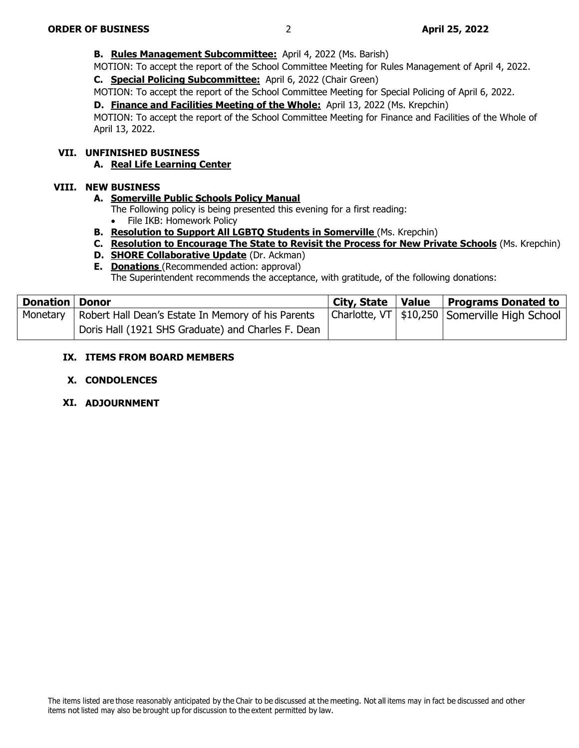**B. Rules Management Subcommittee:** April 4, 2022 (Ms. Barish)

MOTION: To accept the report of the School Committee Meeting for Rules Management of April 4, 2022.

**C. Special Policing Subcommittee:** April 6, 2022 (Chair Green)

MOTION: To accept the report of the School Committee Meeting for Special Policing of April 6, 2022.

**D. Finance and Facilities Meeting of the Whole:** April 13, 2022 (Ms. Krepchin)

MOTION: To accept the report of the School Committee Meeting for Finance and Facilities of the Whole of April 13, 2022.

## VII. UNFINISHED BUSINESS

**A. Real Life Learning Center**

## VIII. NEW BUSINESS

**A. Somerville Public Schools Policy Manual**

The Following policy is being presented this evening for a first reading:

- File IKB: Homework Policy

**B. Resolution to Support All LGBTQ Students in Somerville** (Ms. Krepchin)

**C. Resolution to Encourage The State to Revisit the Process for New Private Schools** (Ms. Krepchin)

**D. SHORE Collaborative Update** (Dr. Ackman)

**E. Donations** (Recommended action: approval)

The Superintendent recommends the acceptance, with gratitude, of the following donations:

| Donation | Donor | City, State | Value | Programs Donated to |
|---|---|---|---|---|
| Monetary | Robert Hall Dean's Estate In Memory of his Parents Doris Hall (1921 SHS Graduate) and Charles F. Dean | Charlotte, VT | $10,250 | Somerville High School |

## IX. ITEMS FROM BOARD MEMBERS

## X. CONDOLENCES

## XI. ADJOURNMENT

The items listed are those reasonably anticipated by the Chair to be discussed at the meeting. Not all items may in fact be discussed and other items not listed may also be brought up for discussion to the extent permitted by law.